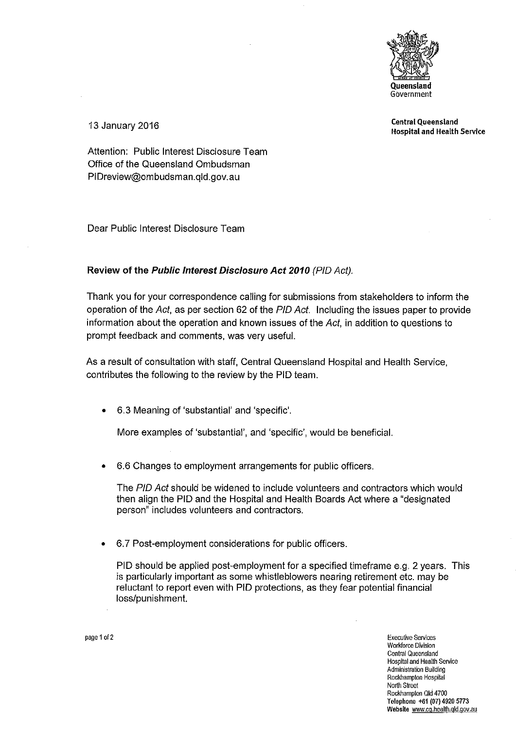Queensland Government

**Central Queensland Hospital and Health Service**

13 January 2016

Attention: Public Interest Disclosure Team
Office of the Queensland Ombudsman
PIDreview@ombudsman.qld.gov.au

Dear Public Interest Disclosure Team

**Review of the *Public Interest Disclosure Act 2010*** *(PID Act).*

Thank you for your correspondence calling for submissions from stakeholders to inform the operation of the *Act*, as per section 62 of the *PID Act*. Including the issues paper to provide information about the operation and known issues of the *Act*, in addition to questions to prompt feedback and comments, was very useful.

As a result of consultation with staff, Central Queensland Hospital and Health Service, contributes the following to the review by the PID team.

- 6.3 Meaning of 'substantial' and 'specific'.

  More examples of 'substantial', and 'specific', would be beneficial.

- 6.6 Changes to employment arrangements for public officers.

  The *PID Act* should be widened to include volunteers and contractors which would then align the PID and the Hospital and Health Boards Act where a "designated person" includes volunteers and contractors.

- 6.7 Post-employment considerations for public officers.

  PID should be applied post-employment for a specified timeframe e.g. 2 years. This is particularly important as some whistleblowers nearing retirement etc. may be reluctant to report even with PID protections, as they fear potential financial loss/punishment.

Executive Services
Workforce Division
Central Queensland
Hospital and Health Service
Administration Building
Rockhampton Hospital
North Street
Rockhampton Qld 4700
**Telephone** +61 (07) 4920 5773
**Website** www.cq.health.qld.gov.au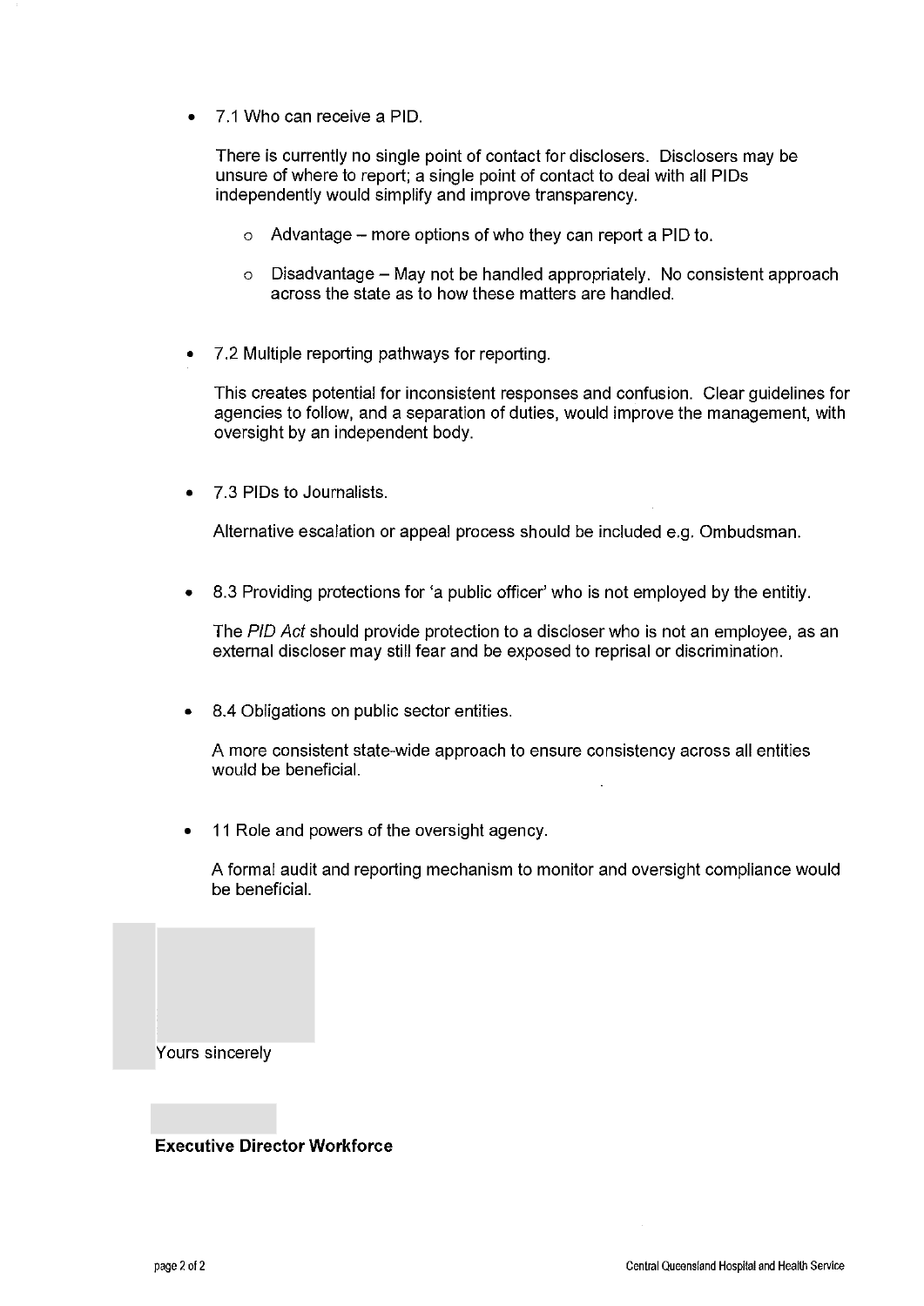- 7.1 Who can receive a PID.

  There is currently no single point of contact for disclosers. Disclosers may be unsure of where to report; a single point of contact to deal with all PIDs independently would simplify and improve transparency.

  - Advantage – more options of who they can report a PID to.
  - Disadvantage – May not be handled appropriately. No consistent approach across the state as to how these matters are handled.

- 7.2 Multiple reporting pathways for reporting.

  This creates potential for inconsistent responses and confusion. Clear guidelines for agencies to follow, and a separation of duties, would improve the management, with oversight by an independent body.

- 7.3 PIDs to Journalists.

  Alternative escalation or appeal process should be included e.g. Ombudsman.

- 8.3 Providing protections for 'a public officer' who is not employed by the entitiy.

  The *PID Act* should provide protection to a discloser who is not an employee, as an external discloser may still fear and be exposed to reprisal or discrimination.

- 8.4 Obligations on public sector entities.

  A more consistent state-wide approach to ensure consistency across all entities would be beneficial.

- 11 Role and powers of the oversight agency.

  A formal audit and reporting mechanism to monitor and oversight compliance would be beneficial.

Yours sincerely

**Executive Director Workforce**